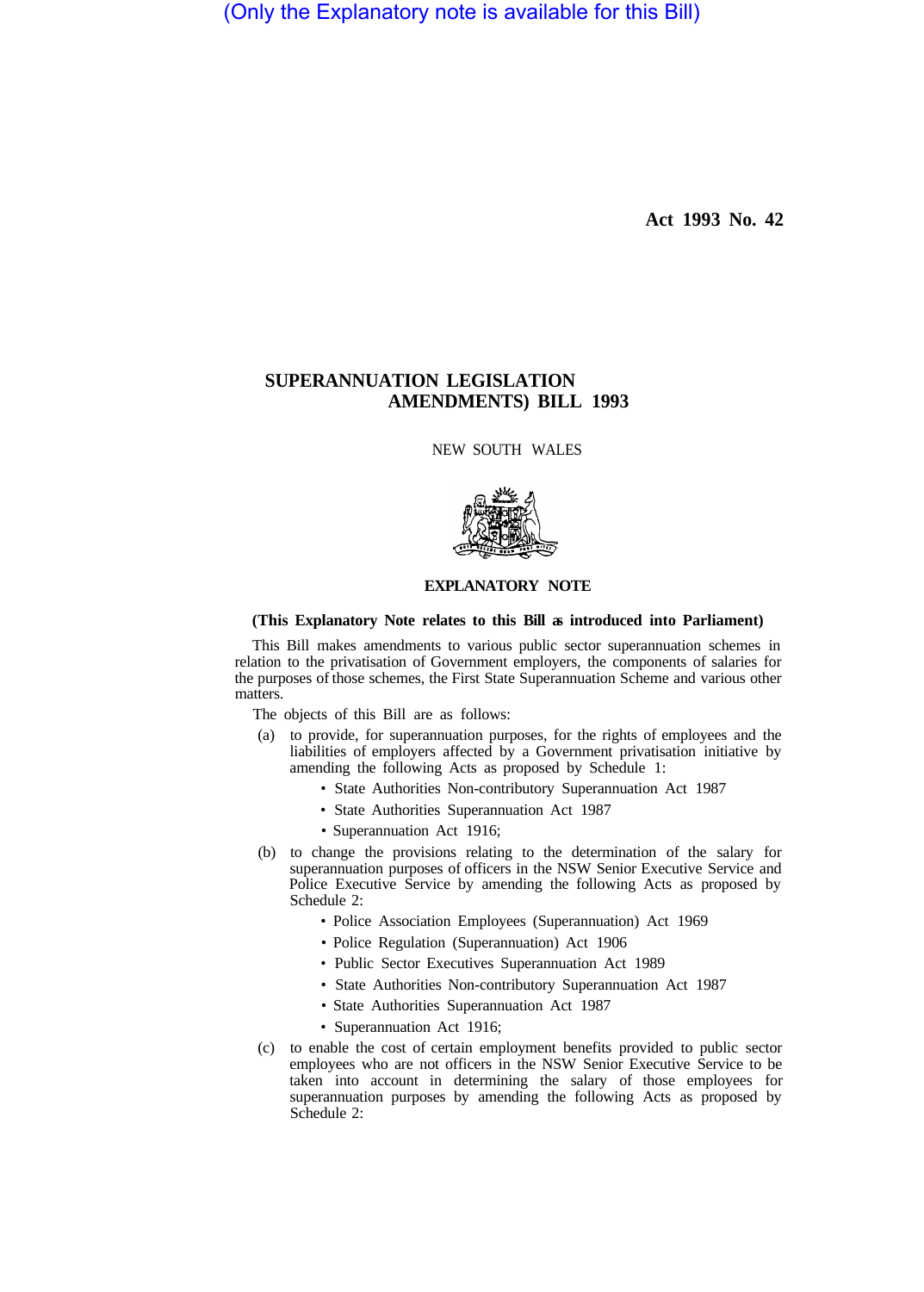(Only the Explanatory note is available for this Bill)

**Act 1993 No. 42**

# SUPERANNUATION LEGISLATION AMENDMENTS) BILL 1993

NEW SOUTH WALES

## EXPLANATORY NOTE

**(This Explanatory Note relates to this Bill as introduced into Parliament)**

This Bill makes amendments to various public sector superannuation schemes in relation to the privatisation of Government employers, the components of salaries for the purposes of those schemes, the First State Superannuation Scheme and various other matters.

The objects of this Bill are as follows:

(a) to provide, for superannuation purposes, for the rights of employees and the liabilities of employers affected by a Government privatisation initiative by amending the following Acts as proposed by Schedule 1:

- State Authorities Non-contributory Superannuation Act 1987
- State Authorities Superannuation Act 1987
- Superannuation Act 1916;

(b) to change the provisions relating to the determination of the salary for superannuation purposes of officers in the NSW Senior Executive Service and Police Executive Service by amending the following Acts as proposed by Schedule 2:

- Police Association Employees (Superannuation) Act 1969
- Police Regulation (Superannuation) Act 1906
- Public Sector Executives Superannuation Act 1989
- State Authorities Non-contributory Superannuation Act 1987
- State Authorities Superannuation Act 1987
- Superannuation Act 1916;

(c) to enable the cost of certain employment benefits provided to public sector employees who are not officers in the NSW Senior Executive Service to be taken into account in determining the salary of those employees for superannuation purposes by amending the following Acts as proposed by Schedule 2: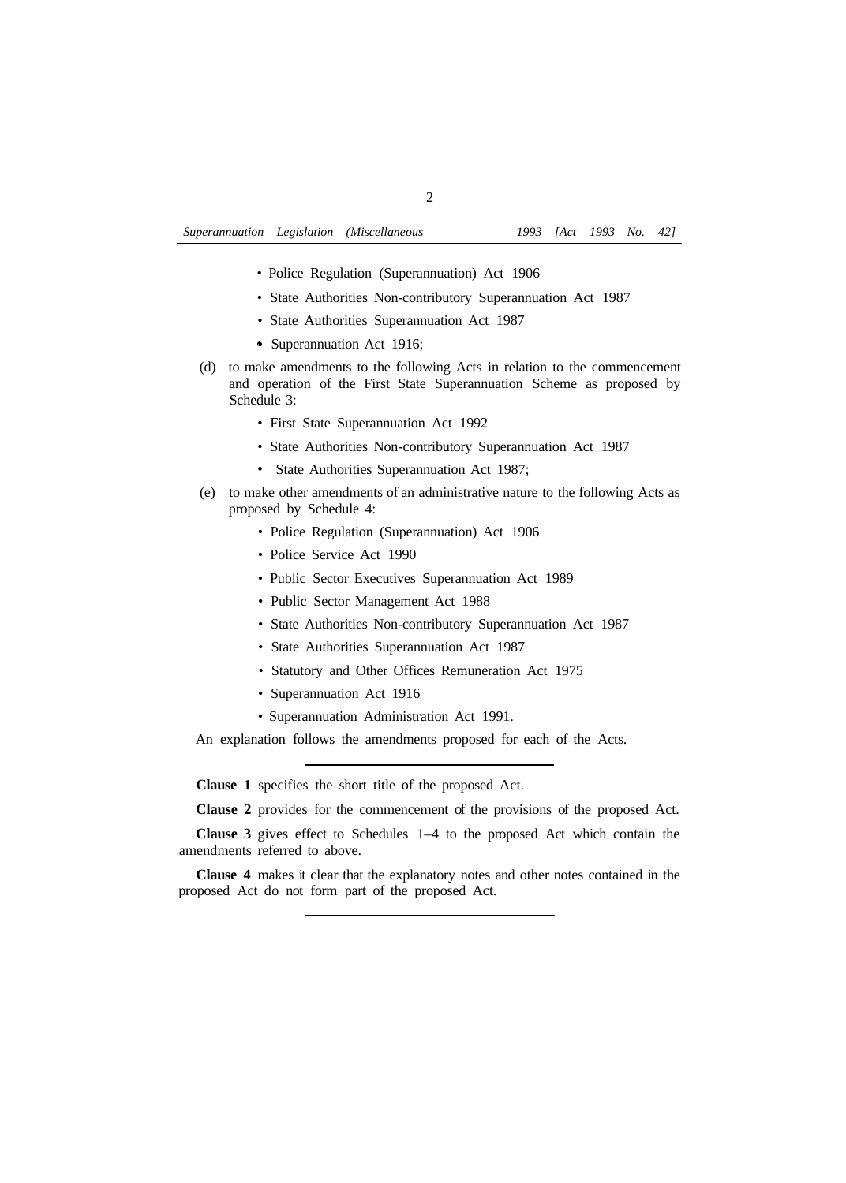- Police Regulation (Superannuation) Act 1906
- State Authorities Non-contributory Superannuation Act 1987
- State Authorities Superannuation Act 1987
- Superannuation Act 1916;

(d) to make amendments to the following Acts in relation to the commencement and operation of the First State Superannuation Scheme as proposed by Schedule 3:

- First State Superannuation Act 1992
- State Authorities Non-contributory Superannuation Act 1987
- State Authorities Superannuation Act 1987;

(e) to make other amendments of an administrative nature to the following Acts as proposed by Schedule 4:

- Police Regulation (Superannuation) Act 1906
- Police Service Act 1990
- Public Sector Executives Superannuation Act 1989
- Public Sector Management Act 1988
- State Authorities Non-contributory Superannuation Act 1987
- State Authorities Superannuation Act 1987
- Statutory and Other Offices Remuneration Act 1975
- Superannuation Act 1916
- Superannuation Administration Act 1991.

An explanation follows the amendments proposed for each of the Acts.

---

**Clause 1** specifies the short title of the proposed Act.

**Clause 2** provides for the commencement of the provisions of the proposed Act.

**Clause 3** gives effect to Schedules 1–4 to the proposed Act which contain the amendments referred to above.

**Clause 4** makes it clear that the explanatory notes and other notes contained in the proposed Act do not form part of the proposed Act.

---